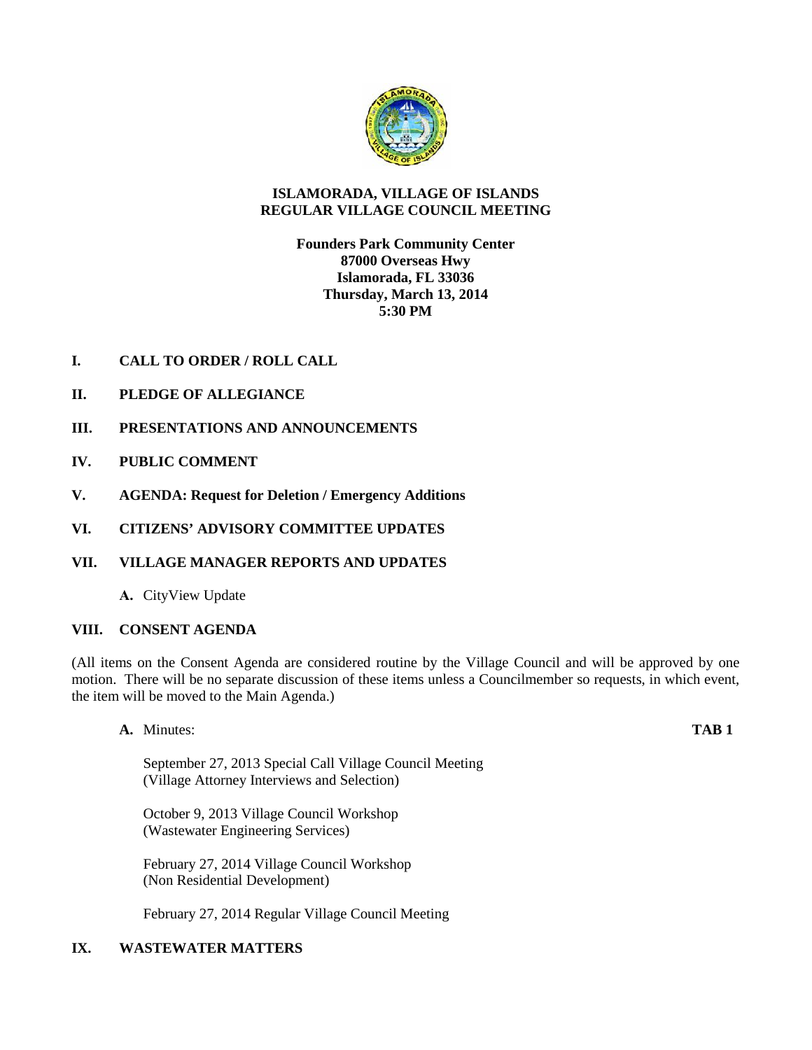# ISLAMORADA, VILLAGE OF ISLANDS
# REGULAR VILLAGE COUNCIL MEETING

**Founders Park Community Center**
**87000 Overseas Hwy**
**Islamorada, FL 33036**
**Thursday, March 13, 2014**
**5:30 PM**

## I. CALL TO ORDER / ROLL CALL

## II. PLEDGE OF ALLEGIANCE

## III. PRESENTATIONS AND ANNOUNCEMENTS

## IV. PUBLIC COMMENT

## V. AGENDA: Request for Deletion / Emergency Additions

## VI. CITIZENS' ADVISORY COMMITTEE UPDATES

## VII. VILLAGE MANAGER REPORTS AND UPDATES

**A.** CityView Update

## VIII. CONSENT AGENDA

(All items on the Consent Agenda are considered routine by the Village Council and will be approved by one motion. There will be no separate discussion of these items unless a Councilmember so requests, in which event, the item will be moved to the Main Agenda.)

**A.** Minutes: **TAB 1**

September 27, 2013 Special Call Village Council Meeting
(Village Attorney Interviews and Selection)

October 9, 2013 Village Council Workshop
(Wastewater Engineering Services)

February 27, 2014 Village Council Workshop
(Non Residential Development)

February 27, 2014 Regular Village Council Meeting

## IX. WASTEWATER MATTERS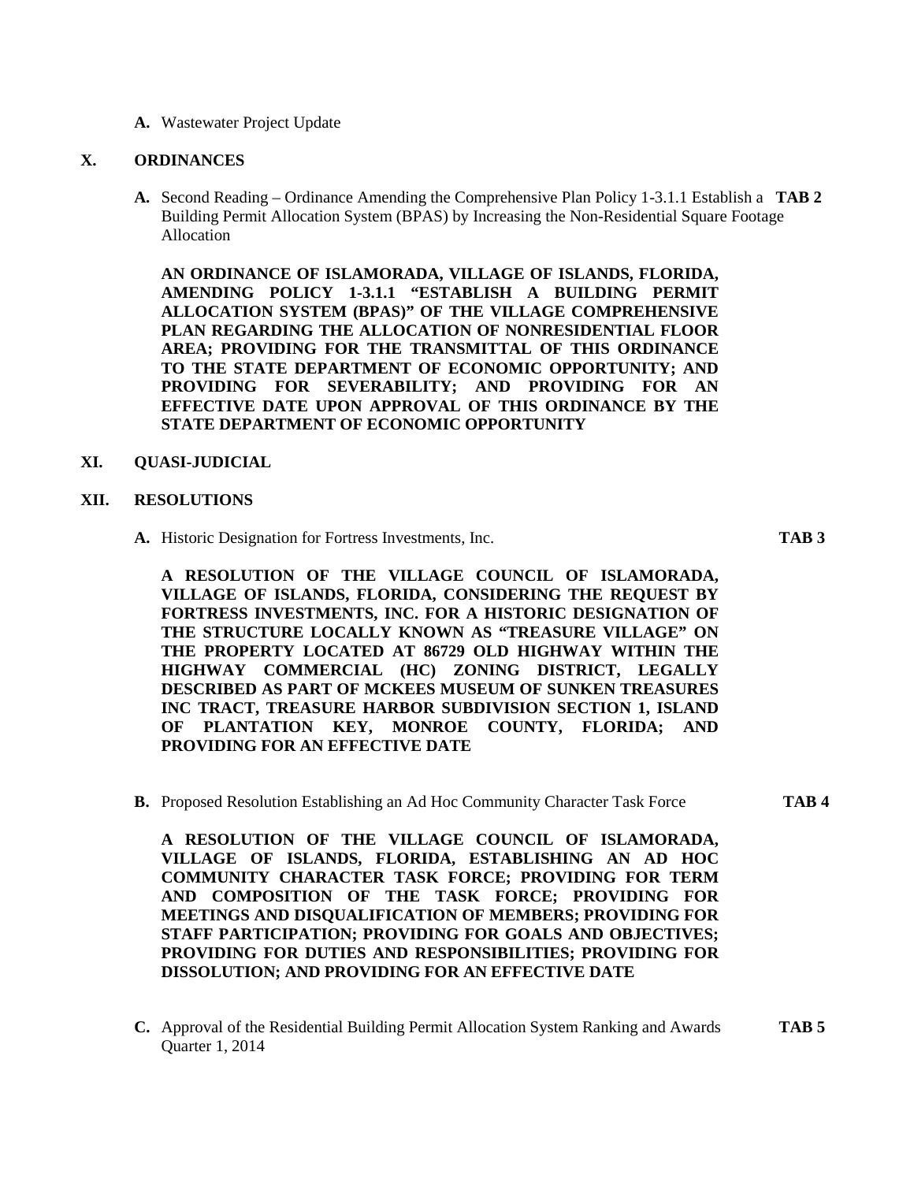**A.** Wastewater Project Update

## X. ORDINANCES

**A.** Second Reading – Ordinance Amending the Comprehensive Plan Policy 1-3.1.1 Establish a Building Permit Allocation System (BPAS) by Increasing the Non-Residential Square Footage Allocation **TAB 2**

**AN ORDINANCE OF ISLAMORADA, VILLAGE OF ISLANDS, FLORIDA, AMENDING POLICY 1-3.1.1 "ESTABLISH A BUILDING PERMIT ALLOCATION SYSTEM (BPAS)" OF THE VILLAGE COMPREHENSIVE PLAN REGARDING THE ALLOCATION OF NONRESIDENTIAL FLOOR AREA; PROVIDING FOR THE TRANSMITTAL OF THIS ORDINANCE TO THE STATE DEPARTMENT OF ECONOMIC OPPORTUNITY; AND PROVIDING FOR SEVERABILITY; AND PROVIDING FOR AN EFFECTIVE DATE UPON APPROVAL OF THIS ORDINANCE BY THE STATE DEPARTMENT OF ECONOMIC OPPORTUNITY**

## XI. QUASI-JUDICIAL

## XII. RESOLUTIONS

**A.** Historic Designation for Fortress Investments, Inc. **TAB 3**

**A RESOLUTION OF THE VILLAGE COUNCIL OF ISLAMORADA, VILLAGE OF ISLANDS, FLORIDA, CONSIDERING THE REQUEST BY FORTRESS INVESTMENTS, INC. FOR A HISTORIC DESIGNATION OF THE STRUCTURE LOCALLY KNOWN AS "TREASURE VILLAGE" ON THE PROPERTY LOCATED AT 86729 OLD HIGHWAY WITHIN THE HIGHWAY COMMERCIAL (HC) ZONING DISTRICT, LEGALLY DESCRIBED AS PART OF MCKEES MUSEUM OF SUNKEN TREASURES INC TRACT, TREASURE HARBOR SUBDIVISION SECTION 1, ISLAND OF PLANTATION KEY, MONROE COUNTY, FLORIDA; AND PROVIDING FOR AN EFFECTIVE DATE**

**B.** Proposed Resolution Establishing an Ad Hoc Community Character Task Force **TAB 4**

**A RESOLUTION OF THE VILLAGE COUNCIL OF ISLAMORADA, VILLAGE OF ISLANDS, FLORIDA, ESTABLISHING AN AD HOC COMMUNITY CHARACTER TASK FORCE; PROVIDING FOR TERM AND COMPOSITION OF THE TASK FORCE; PROVIDING FOR MEETINGS AND DISQUALIFICATION OF MEMBERS; PROVIDING FOR STAFF PARTICIPATION; PROVIDING FOR GOALS AND OBJECTIVES; PROVIDING FOR DUTIES AND RESPONSIBILITIES; PROVIDING FOR DISSOLUTION; AND PROVIDING FOR AN EFFECTIVE DATE**

**C.** Approval of the Residential Building Permit Allocation System Ranking and Awards Quarter 1, 2014 **TAB 5**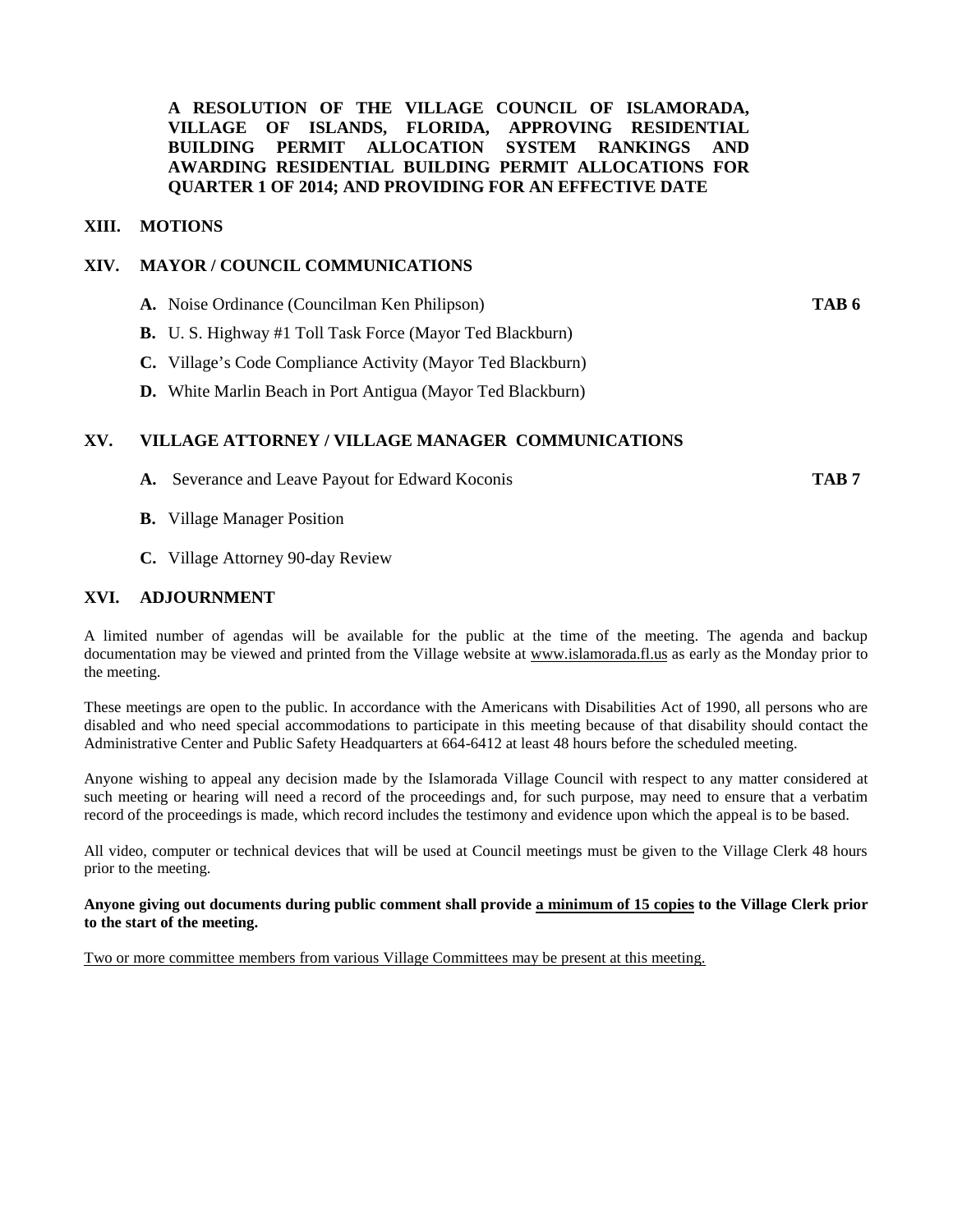**A RESOLUTION OF THE VILLAGE COUNCIL OF ISLAMORADA, VILLAGE OF ISLANDS, FLORIDA, APPROVING RESIDENTIAL BUILDING PERMIT ALLOCATION SYSTEM RANKINGS AND AWARDING RESIDENTIAL BUILDING PERMIT ALLOCATIONS FOR QUARTER 1 OF 2014; AND PROVIDING FOR AN EFFECTIVE DATE**

## XIII. MOTIONS

## XIV. MAYOR / COUNCIL COMMUNICATIONS

- **A.** Noise Ordinance (Councilman Ken Philipson) **TAB 6**
- **B.** U. S. Highway #1 Toll Task Force (Mayor Ted Blackburn)
- **C.** Village's Code Compliance Activity (Mayor Ted Blackburn)
- **D.** White Marlin Beach in Port Antigua (Mayor Ted Blackburn)

## XV. VILLAGE ATTORNEY / VILLAGE MANAGER COMMUNICATIONS

- **A.** Severance and Leave Payout for Edward Koconis **TAB 7**
- **B.** Village Manager Position
- **C.** Village Attorney 90-day Review

## XVI. ADJOURNMENT

A limited number of agendas will be available for the public at the time of the meeting. The agenda and backup documentation may be viewed and printed from the Village website at www.islamorada.fl.us as early as the Monday prior to the meeting.

These meetings are open to the public. In accordance with the Americans with Disabilities Act of 1990, all persons who are disabled and who need special accommodations to participate in this meeting because of that disability should contact the Administrative Center and Public Safety Headquarters at 664-6412 at least 48 hours before the scheduled meeting.

Anyone wishing to appeal any decision made by the Islamorada Village Council with respect to any matter considered at such meeting or hearing will need a record of the proceedings and, for such purpose, may need to ensure that a verbatim record of the proceedings is made, which record includes the testimony and evidence upon which the appeal is to be based.

All video, computer or technical devices that will be used at Council meetings must be given to the Village Clerk 48 hours prior to the meeting.

**Anyone giving out documents during public comment shall provide a minimum of 15 copies to the Village Clerk prior to the start of the meeting.**

Two or more committee members from various Village Committees may be present at this meeting.